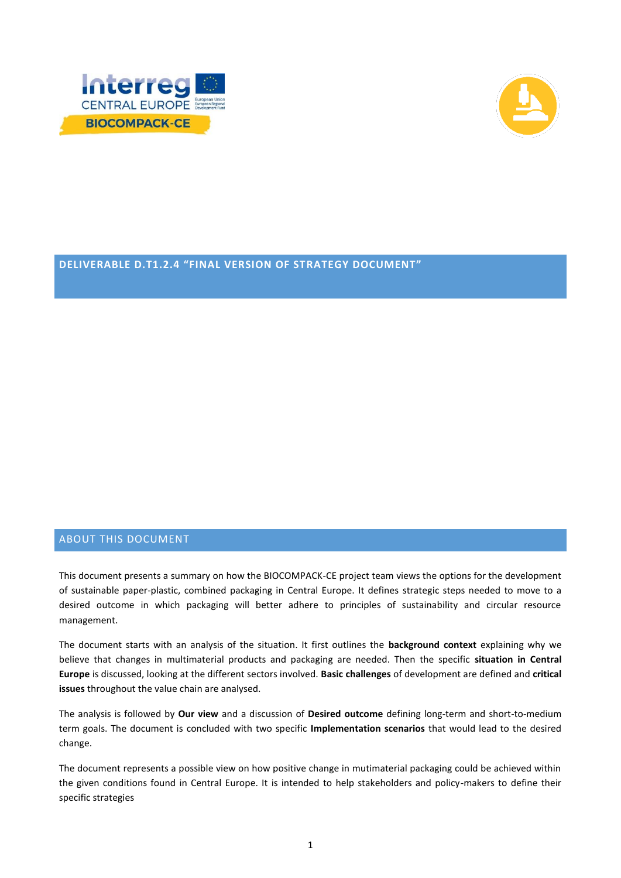# DELIVERABLE D.T1.2.4 "FINAL VERSION OF STRATEGY DOCUMENT"

## ABOUT THIS DOCUMENT

This document presents a summary on how the BIOCOMPACK-CE project team views the options for the development of sustainable paper-plastic, combined packaging in Central Europe. It defines strategic steps needed to move to a desired outcome in which packaging will better adhere to principles of sustainability and circular resource management.

The document starts with an analysis of the situation. It first outlines the **background context** explaining why we believe that changes in multimaterial products and packaging are needed. Then the specific **situation in Central Europe** is discussed, looking at the different sectors involved. **Basic challenges** of development are defined and **critical issues** throughout the value chain are analysed.

The analysis is followed by **Our view** and a discussion of **Desired outcome** defining long-term and short-to-medium term goals. The document is concluded with two specific **Implementation scenarios** that would lead to the desired change.

The document represents a possible view on how positive change in mutimaterial packaging could be achieved within the given conditions found in Central Europe. It is intended to help stakeholders and policy-makers to define their specific strategies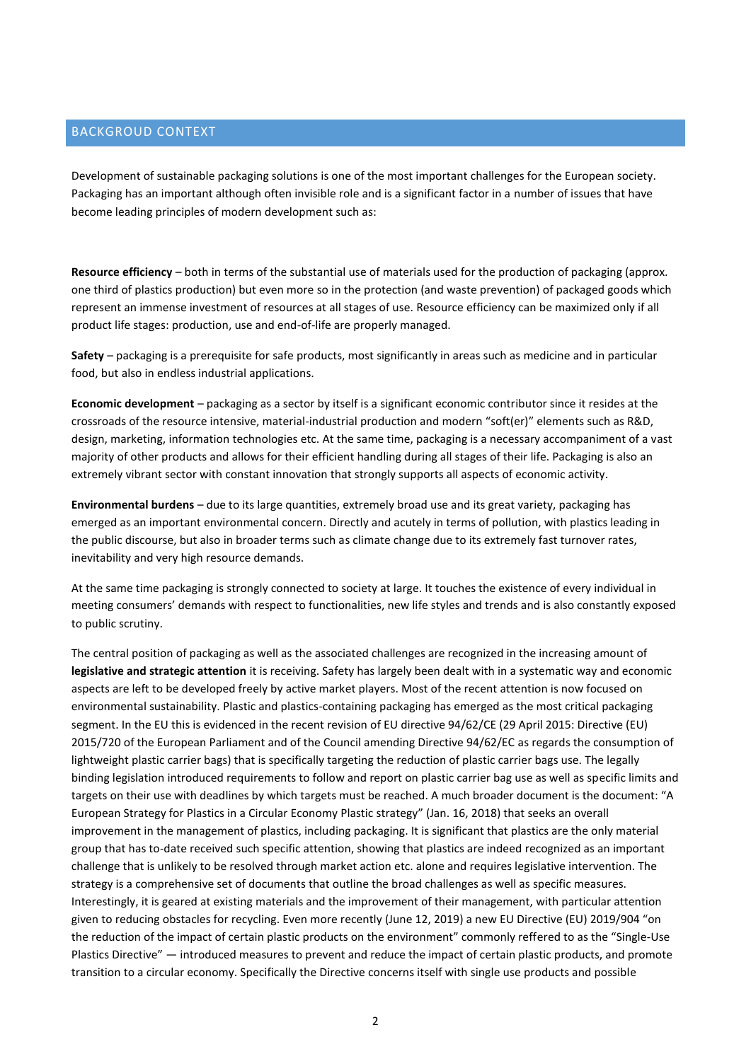## BACKGROUD CONTEXT

Development of sustainable packaging solutions is one of the most important challenges for the European society. Packaging has an important although often invisible role and is a significant factor in a number of issues that have become leading principles of modern development such as:

**Resource efficiency** – both in terms of the substantial use of materials used for the production of packaging (approx. one third of plastics production) but even more so in the protection (and waste prevention) of packaged goods which represent an immense investment of resources at all stages of use. Resource efficiency can be maximized only if all product life stages: production, use and end-of-life are properly managed.

**Safety** – packaging is a prerequisite for safe products, most significantly in areas such as medicine and in particular food, but also in endless industrial applications.

**Economic development** – packaging as a sector by itself is a significant economic contributor since it resides at the crossroads of the resource intensive, material-industrial production and modern "soft(er)" elements such as R&D, design, marketing, information technologies etc. At the same time, packaging is a necessary accompaniment of a vast majority of other products and allows for their efficient handling during all stages of their life. Packaging is also an extremely vibrant sector with constant innovation that strongly supports all aspects of economic activity.

**Environmental burdens** – due to its large quantities, extremely broad use and its great variety, packaging has emerged as an important environmental concern. Directly and acutely in terms of pollution, with plastics leading in the public discourse, but also in broader terms such as climate change due to its extremely fast turnover rates, inevitability and very high resource demands.

At the same time packaging is strongly connected to society at large. It touches the existence of every individual in meeting consumers' demands with respect to functionalities, new life styles and trends and is also constantly exposed to public scrutiny.

The central position of packaging as well as the associated challenges are recognized in the increasing amount of **legislative and strategic attention** it is receiving. Safety has largely been dealt with in a systematic way and economic aspects are left to be developed freely by active market players. Most of the recent attention is now focused on environmental sustainability. Plastic and plastics-containing packaging has emerged as the most critical packaging segment. In the EU this is evidenced in the recent revision of EU directive 94/62/CE (29 April 2015: Directive (EU) 2015/720 of the European Parliament and of the Council amending Directive 94/62/EC as regards the consumption of lightweight plastic carrier bags) that is specifically targeting the reduction of plastic carrier bags use. The legally binding legislation introduced requirements to follow and report on plastic carrier bag use as well as specific limits and targets on their use with deadlines by which targets must be reached. A much broader document is the document: "A European Strategy for Plastics in a Circular Economy Plastic strategy" (Jan. 16, 2018) that seeks an overall improvement in the management of plastics, including packaging. It is significant that plastics are the only material group that has to-date received such specific attention, showing that plastics are indeed recognized as an important challenge that is unlikely to be resolved through market action etc. alone and requires legislative intervention. The strategy is a comprehensive set of documents that outline the broad challenges as well as specific measures. Interestingly, it is geared at existing materials and the improvement of their management, with particular attention given to reducing obstacles for recycling. Even more recently (June 12, 2019) a new EU Directive (EU) 2019/904 "on the reduction of the impact of certain plastic products on the environment" commonly reffered to as the "Single-Use Plastics Directive" — introduced measures to prevent and reduce the impact of certain plastic products, and promote transition to a circular economy. Specifically the Directive concerns itself with single use products and possible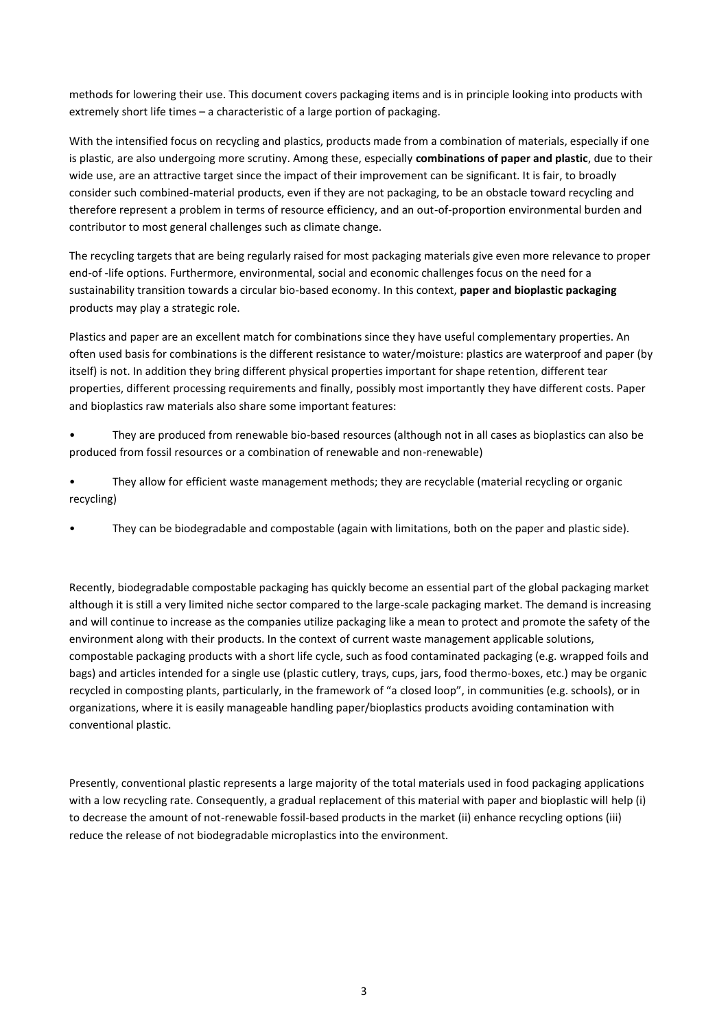methods for lowering their use. This document covers packaging items and is in principle looking into products with extremely short life times – a characteristic of a large portion of packaging.

With the intensified focus on recycling and plastics, products made from a combination of materials, especially if one is plastic, are also undergoing more scrutiny. Among these, especially **combinations of paper and plastic**, due to their wide use, are an attractive target since the impact of their improvement can be significant. It is fair, to broadly consider such combined-material products, even if they are not packaging, to be an obstacle toward recycling and therefore represent a problem in terms of resource efficiency, and an out-of-proportion environmental burden and contributor to most general challenges such as climate change.

The recycling targets that are being regularly raised for most packaging materials give even more relevance to proper end-of -life options. Furthermore, environmental, social and economic challenges focus on the need for a sustainability transition towards a circular bio-based economy. In this context, **paper and bioplastic packaging** products may play a strategic role.

Plastics and paper are an excellent match for combinations since they have useful complementary properties. An often used basis for combinations is the different resistance to water/moisture: plastics are waterproof and paper (by itself) is not. In addition they bring different physical properties important for shape retention, different tear properties, different processing requirements and finally, possibly most importantly they have different costs. Paper and bioplastics raw materials also share some important features:

- They are produced from renewable bio-based resources (although not in all cases as bioplastics can also be produced from fossil resources or a combination of renewable and non-renewable)
- They allow for efficient waste management methods; they are recyclable (material recycling or organic recycling)
- They can be biodegradable and compostable (again with limitations, both on the paper and plastic side).

Recently, biodegradable compostable packaging has quickly become an essential part of the global packaging market although it is still a very limited niche sector compared to the large-scale packaging market. The demand is increasing and will continue to increase as the companies utilize packaging like a mean to protect and promote the safety of the environment along with their products. In the context of current waste management applicable solutions, compostable packaging products with a short life cycle, such as food contaminated packaging (e.g. wrapped foils and bags) and articles intended for a single use (plastic cutlery, trays, cups, jars, food thermo-boxes, etc.) may be organic recycled in composting plants, particularly, in the framework of "a closed loop", in communities (e.g. schools), or in organizations, where it is easily manageable handling paper/bioplastics products avoiding contamination with conventional plastic.

Presently, conventional plastic represents a large majority of the total materials used in food packaging applications with a low recycling rate. Consequently, a gradual replacement of this material with paper and bioplastic will help (i) to decrease the amount of not-renewable fossil-based products in the market (ii) enhance recycling options (iii) reduce the release of not biodegradable microplastics into the environment.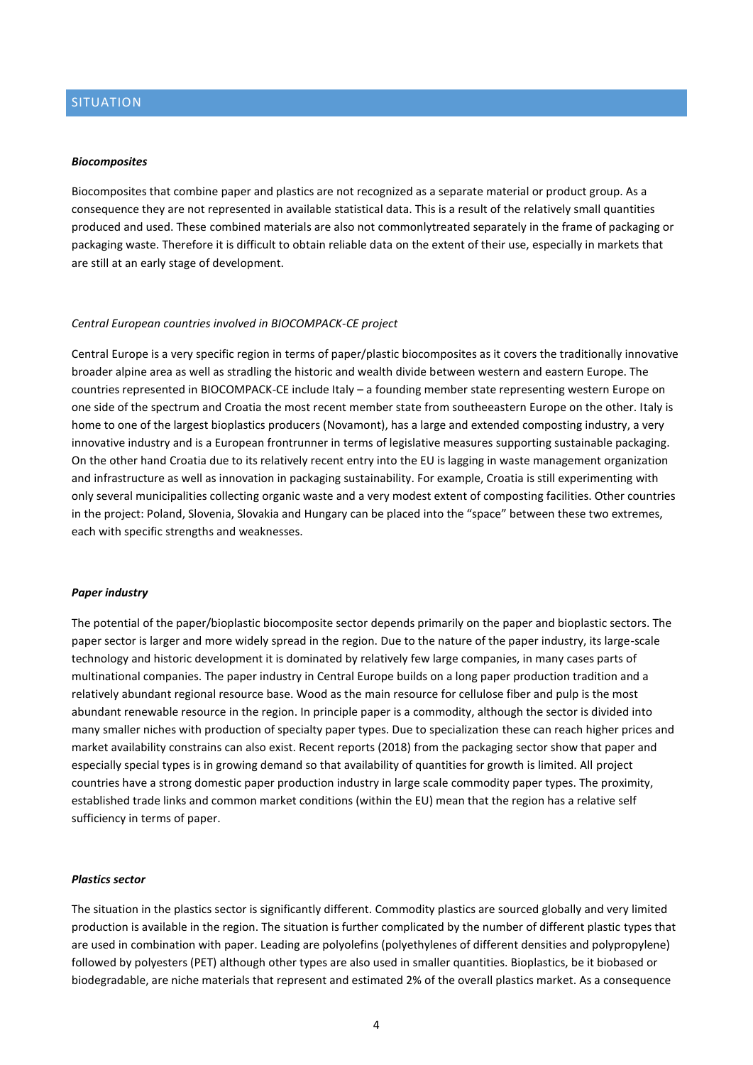## SITUATION

***Biocomposites***

Biocomposites that combine paper and plastics are not recognized as a separate material or product group. As a consequence they are not represented in available statistical data. This is a result of the relatively small quantities produced and used. These combined materials are also not commonlytreated separately in the frame of packaging or packaging waste. Therefore it is difficult to obtain reliable data on the extent of their use, especially in markets that are still at an early stage of development.

*Central European countries involved in BIOCOMPACK-CE project*

Central Europe is a very specific region in terms of paper/plastic biocomposites as it covers the traditionally innovative broader alpine area as well as stradling the historic and wealth divide between western and eastern Europe. The countries represented in BIOCOMPACK-CE include Italy – a founding member state representing western Europe on one side of the spectrum and Croatia the most recent member state from southeeastern Europe on the other. Italy is home to one of the largest bioplastics producers (Novamont), has a large and extended composting industry, a very innovative industry and is a European frontrunner in terms of legislative measures supporting sustainable packaging. On the other hand Croatia due to its relatively recent entry into the EU is lagging in waste management organization and infrastructure as well as innovation in packaging sustainability. For example, Croatia is still experimenting with only several municipalities collecting organic waste and a very modest extent of composting facilities. Other countries in the project: Poland, Slovenia, Slovakia and Hungary can be placed into the "space" between these two extremes, each with specific strengths and weaknesses.

***Paper industry***

The potential of the paper/bioplastic biocomposite sector depends primarily on the paper and bioplastic sectors. The paper sector is larger and more widely spread in the region. Due to the nature of the paper industry, its large-scale technology and historic development it is dominated by relatively few large companies, in many cases parts of multinational companies. The paper industry in Central Europe builds on a long paper production tradition and a relatively abundant regional resource base. Wood as the main resource for cellulose fiber and pulp is the most abundant renewable resource in the region. In principle paper is a commodity, although the sector is divided into many smaller niches with production of specialty paper types. Due to specialization these can reach higher prices and market availability constrains can also exist. Recent reports (2018) from the packaging sector show that paper and especially special types is in growing demand so that availability of quantities for growth is limited. All project countries have a strong domestic paper production industry in large scale commodity paper types. The proximity, established trade links and common market conditions (within the EU) mean that the region has a relative self sufficiency in terms of paper.

***Plastics sector***

The situation in the plastics sector is significantly different. Commodity plastics are sourced globally and very limited production is available in the region. The situation is further complicated by the number of different plastic types that are used in combination with paper. Leading are polyolefins (polyethylenes of different densities and polypropylene) followed by polyesters (PET) although other types are also used in smaller quantities. Bioplastics, be it biobased or biodegradable, are niche materials that represent and estimated 2% of the overall plastics market. As a consequence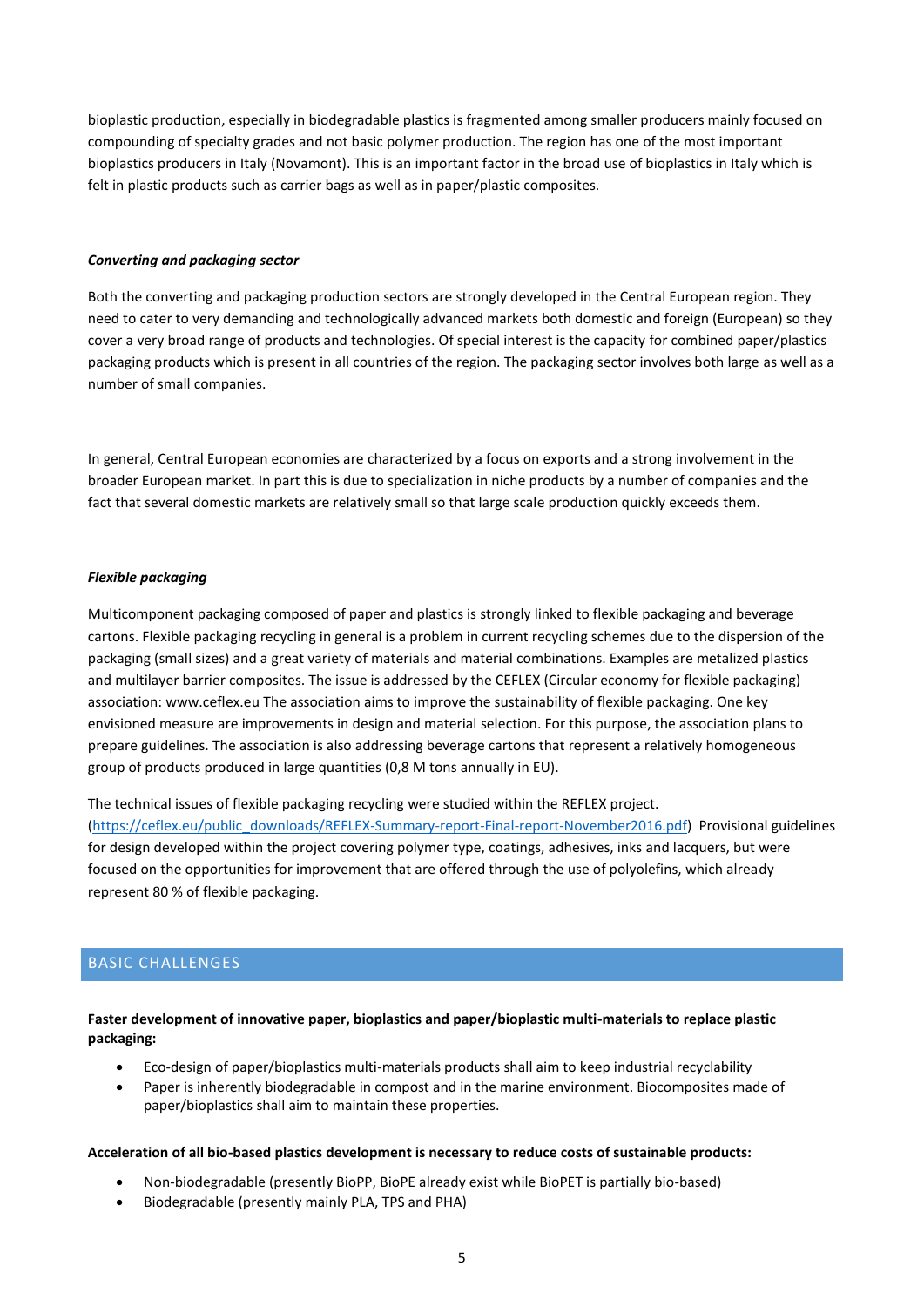bioplastic production, especially in biodegradable plastics is fragmented among smaller producers mainly focused on compounding of specialty grades and not basic polymer production. The region has one of the most important bioplastics producers in Italy (Novamont). This is an important factor in the broad use of bioplastics in Italy which is felt in plastic products such as carrier bags as well as in paper/plastic composites.

***Converting and packaging sector***

Both the converting and packaging production sectors are strongly developed in the Central European region. They need to cater to very demanding and technologically advanced markets both domestic and foreign (European) so they cover a very broad range of products and technologies. Of special interest is the capacity for combined paper/plastics packaging products which is present in all countries of the region. The packaging sector involves both large as well as a number of small companies.

In general, Central European economies are characterized by a focus on exports and a strong involvement in the broader European market. In part this is due to specialization in niche products by a number of companies and the fact that several domestic markets are relatively small so that large scale production quickly exceeds them.

***Flexible packaging***

Multicomponent packaging composed of paper and plastics is strongly linked to flexible packaging and beverage cartons. Flexible packaging recycling in general is a problem in current recycling schemes due to the dispersion of the packaging (small sizes) and a great variety of materials and material combinations. Examples are metalized plastics and multilayer barrier composites. The issue is addressed by the CEFLEX (Circular economy for flexible packaging) association: www.ceflex.eu The association aims to improve the sustainability of flexible packaging. One key envisioned measure are improvements in design and material selection. For this purpose, the association plans to prepare guidelines. The association is also addressing beverage cartons that represent a relatively homogeneous group of products produced in large quantities (0,8 M tons annually in EU).

The technical issues of flexible packaging recycling were studied within the REFLEX project. (https://ceflex.eu/public_downloads/REFLEX-Summary-report-Final-report-November2016.pdf) Provisional guidelines for design developed within the project covering polymer type, coatings, adhesives, inks and lacquers, but were focused on the opportunities for improvement that are offered through the use of polyolefins, which already represent 80 % of flexible packaging.

## BASIC CHALLENGES

**Faster development of innovative paper, bioplastics and paper/bioplastic multi-materials to replace plastic packaging:**

- Eco-design of paper/bioplastics multi-materials products shall aim to keep industrial recyclability
- Paper is inherently biodegradable in compost and in the marine environment. Biocomposites made of paper/bioplastics shall aim to maintain these properties.

**Acceleration of all bio-based plastics development is necessary to reduce costs of sustainable products:**

- Non-biodegradable (presently BioPP, BioPE already exist while BioPET is partially bio-based)
- Biodegradable (presently mainly PLA, TPS and PHA)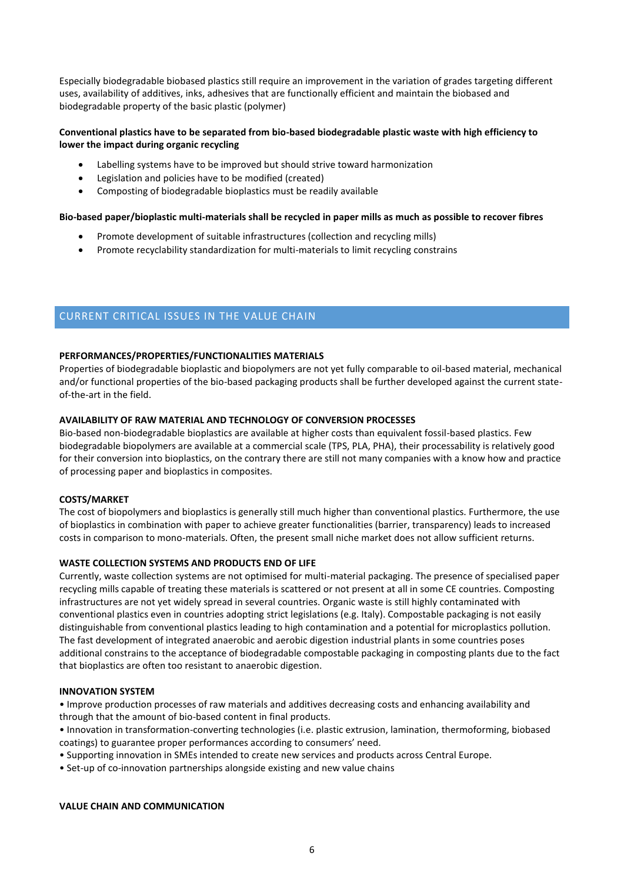Especially biodegradable biobased plastics still require an improvement in the variation of grades targeting different uses, availability of additives, inks, adhesives that are functionally efficient and maintain the biobased and biodegradable property of the basic plastic (polymer)

**Conventional plastics have to be separated from bio-based biodegradable plastic waste with high efficiency to lower the impact during organic recycling**

- Labelling systems have to be improved but should strive toward harmonization
- Legislation and policies have to be modified (created)
- Composting of biodegradable bioplastics must be readily available

**Bio-based paper/bioplastic multi-materials shall be recycled in paper mills as much as possible to recover fibres**

- Promote development of suitable infrastructures (collection and recycling mills)
- Promote recyclability standardization for multi-materials to limit recycling constrains

## CURRENT CRITICAL ISSUES IN THE VALUE CHAIN

**PERFORMANCES/PROPERTIES/FUNCTIONALITIES MATERIALS**

Properties of biodegradable bioplastic and biopolymers are not yet fully comparable to oil-based material, mechanical and/or functional properties of the bio-based packaging products shall be further developed against the current state-of-the-art in the field.

**AVAILABILITY OF RAW MATERIAL AND TECHNOLOGY OF CONVERSION PROCESSES**

Bio-based non-biodegradable bioplastics are available at higher costs than equivalent fossil-based plastics. Few biodegradable biopolymers are available at a commercial scale (TPS, PLA, PHA), their processability is relatively good for their conversion into bioplastics, on the contrary there are still not many companies with a know how and practice of processing paper and bioplastics in composites.

**COSTS/MARKET**

The cost of biopolymers and bioplastics is generally still much higher than conventional plastics. Furthermore, the use of bioplastics in combination with paper to achieve greater functionalities (barrier, transparency) leads to increased costs in comparison to mono-materials. Often, the present small niche market does not allow sufficient returns.

**WASTE COLLECTION SYSTEMS AND PRODUCTS END OF LIFE**

Currently, waste collection systems are not optimised for multi-material packaging. The presence of specialised paper recycling mills capable of treating these materials is scattered or not present at all in some CE countries. Composting infrastructures are not yet widely spread in several countries. Organic waste is still highly contaminated with conventional plastics even in countries adopting strict legislations (e.g. Italy). Compostable packaging is not easily distinguishable from conventional plastics leading to high contamination and a potential for microplastics pollution. The fast development of integrated anaerobic and aerobic digestion industrial plants in some countries poses additional constrains to the acceptance of biodegradable compostable packaging in composting plants due to the fact that bioplastics are often too resistant to anaerobic digestion.

**INNOVATION SYSTEM**

- Improve production processes of raw materials and additives decreasing costs and enhancing availability and through that the amount of bio-based content in final products.
- Innovation in transformation-converting technologies (i.e. plastic extrusion, lamination, thermoforming, biobased coatings) to guarantee proper performances according to consumers' need.
- Supporting innovation in SMEs intended to create new services and products across Central Europe.
- Set-up of co-innovation partnerships alongside existing and new value chains

**VALUE CHAIN AND COMMUNICATION**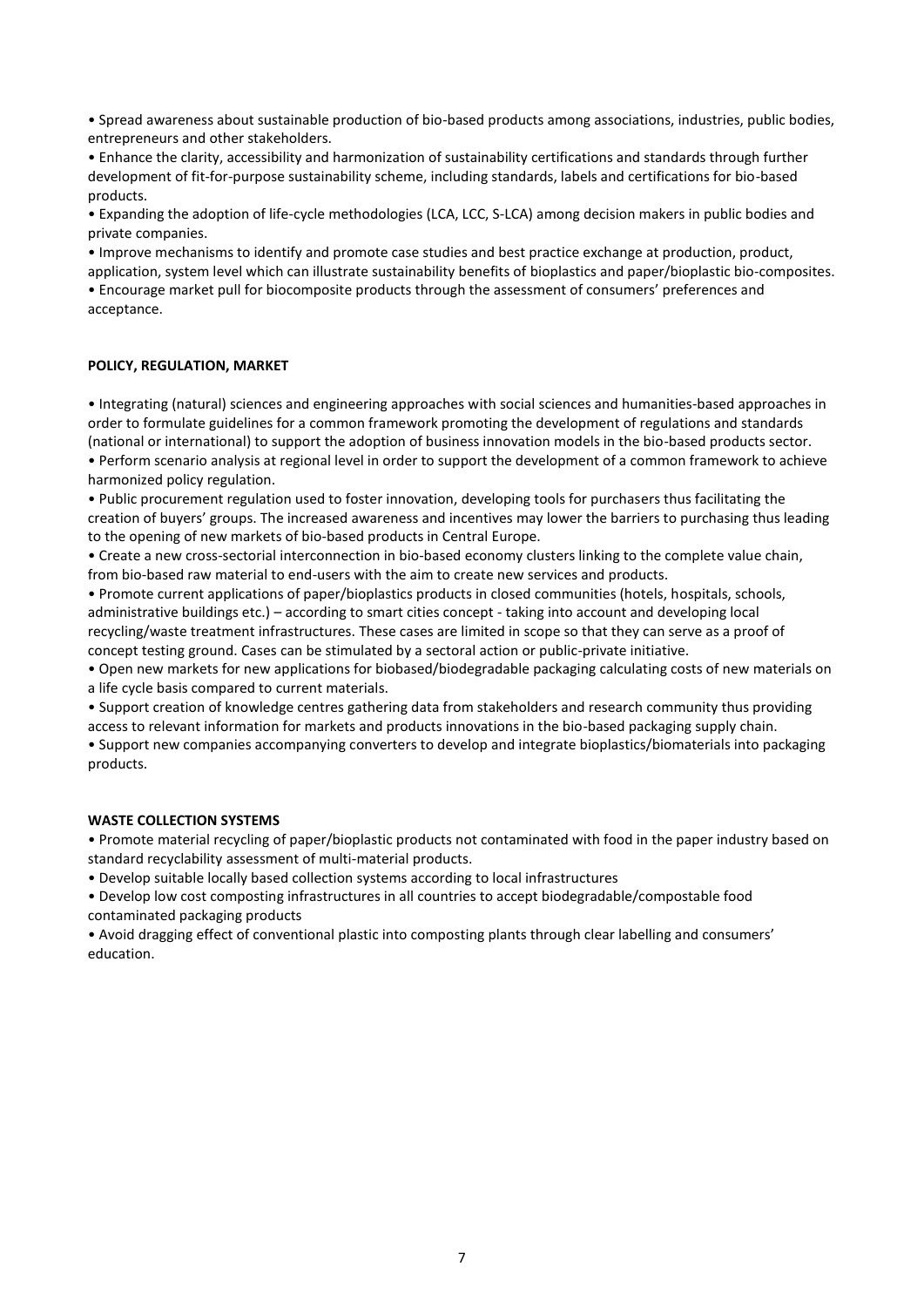- Spread awareness about sustainable production of bio-based products among associations, industries, public bodies, entrepreneurs and other stakeholders.
- Enhance the clarity, accessibility and harmonization of sustainability certifications and standards through further development of fit-for-purpose sustainability scheme, including standards, labels and certifications for bio-based products.
- Expanding the adoption of life-cycle methodologies (LCA, LCC, S-LCA) among decision makers in public bodies and private companies.
- Improve mechanisms to identify and promote case studies and best practice exchange at production, product, application, system level which can illustrate sustainability benefits of bioplastics and paper/bioplastic bio-composites.
- Encourage market pull for biocomposite products through the assessment of consumers' preferences and acceptance.

**POLICY, REGULATION, MARKET**

- Integrating (natural) sciences and engineering approaches with social sciences and humanities-based approaches in order to formulate guidelines for a common framework promoting the development of regulations and standards (national or international) to support the adoption of business innovation models in the bio-based products sector.
- Perform scenario analysis at regional level in order to support the development of a common framework to achieve harmonized policy regulation.
- Public procurement regulation used to foster innovation, developing tools for purchasers thus facilitating the creation of buyers' groups. The increased awareness and incentives may lower the barriers to purchasing thus leading to the opening of new markets of bio-based products in Central Europe.
- Create a new cross-sectorial interconnection in bio-based economy clusters linking to the complete value chain, from bio-based raw material to end-users with the aim to create new services and products.
- Promote current applications of paper/bioplastics products in closed communities (hotels, hospitals, schools, administrative buildings etc.) – according to smart cities concept - taking into account and developing local recycling/waste treatment infrastructures. These cases are limited in scope so that they can serve as a proof of concept testing ground. Cases can be stimulated by a sectoral action or public-private initiative.
- Open new markets for new applications for biobased/biodegradable packaging calculating costs of new materials on a life cycle basis compared to current materials.
- Support creation of knowledge centres gathering data from stakeholders and research community thus providing access to relevant information for markets and products innovations in the bio-based packaging supply chain.
- Support new companies accompanying converters to develop and integrate bioplastics/biomaterials into packaging products.

**WASTE COLLECTION SYSTEMS**

- Promote material recycling of paper/bioplastic products not contaminated with food in the paper industry based on standard recyclability assessment of multi-material products.
- Develop suitable locally based collection systems according to local infrastructures
- Develop low cost composting infrastructures in all countries to accept biodegradable/compostable food contaminated packaging products
- Avoid dragging effect of conventional plastic into composting plants through clear labelling and consumers' education.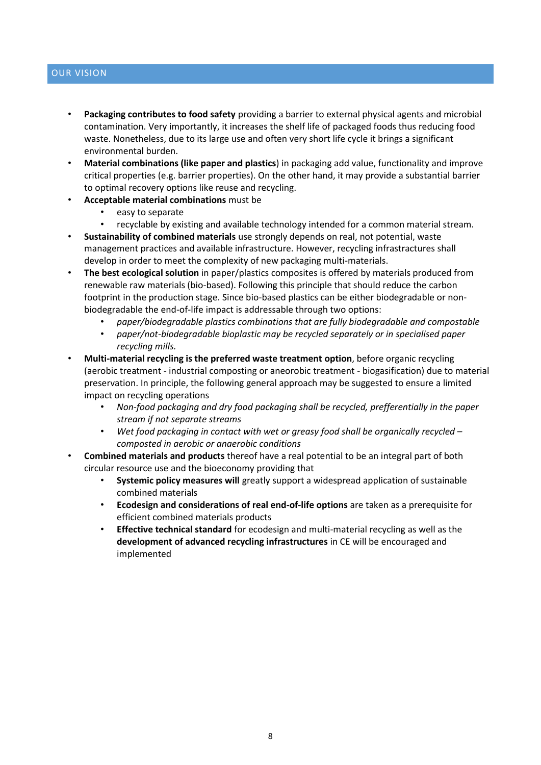## OUR VISION

- **Packaging contributes to food safety** providing a barrier to external physical agents and microbial contamination. Very importantly, it increases the shelf life of packaged foods thus reducing food waste. Nonetheless, due to its large use and often very short life cycle it brings a significant environmental burden.
- **Material combinations (like paper and plastics**) in packaging add value, functionality and improve critical properties (e.g. barrier properties). On the other hand, it may provide a substantial barrier to optimal recovery options like reuse and recycling.
- **Acceptable material combinations** must be
    - easy to separate
    - recyclable by existing and available technology intended for a common material stream.
- **Sustainability of combined materials** use strongly depends on real, not potential, waste management practices and available infrastructure. However, recycling infrastructures shall develop in order to meet the complexity of new packaging multi-materials.
- **The best ecological solution** in paper/plastics composites is offered by materials produced from renewable raw materials (bio-based). Following this principle that should reduce the carbon footprint in the production stage. Since bio-based plastics can be either biodegradable or non-biodegradable the end-of-life impact is addressable through two options:
    - *paper/biodegradable plastics combinations that are fully biodegradable and compostable*
    - *paper/not-biodegradable bioplastic may be recycled separately or in specialised paper recycling mills.*
- **Multi-material recycling is the preferred waste treatment option**, before organic recycling (aerobic treatment - industrial composting or aneorobic treatment - biogasification) due to material preservation. In principle, the following general approach may be suggested to ensure a limited impact on recycling operations
    - *Non-food packaging and dry food packaging shall be recycled, prefferentially in the paper stream if not separate streams*
    - *Wet food packaging in contact with wet or greasy food shall be organically recycled – composted in aerobic or anaerobic conditions*
- **Combined materials and products** thereof have a real potential to be an integral part of both circular resource use and the bioeconomy providing that
    - **Systemic policy measures will** greatly support a widespread application of sustainable combined materials
    - **Ecodesign and considerations of real end-of-life options** are taken as a prerequisite for efficient combined materials products
    - **Effective technical standard** for ecodesign and multi-material recycling as well as the **development of advanced recycling infrastructures** in CE will be encouraged and implemented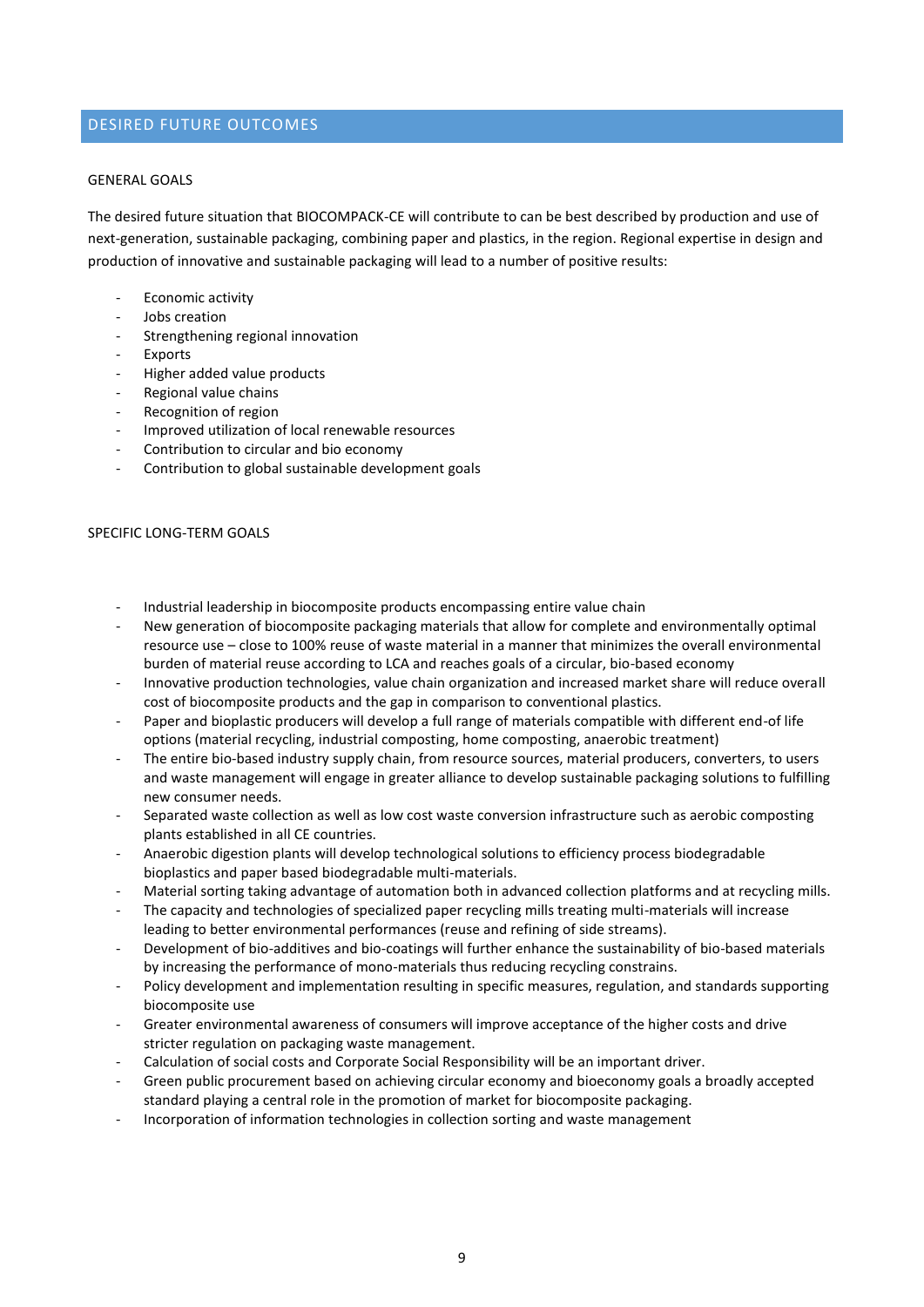## DESIRED FUTURE OUTCOMES

### GENERAL GOALS

The desired future situation that BIOCOMPACK-CE will contribute to can be best described by production and use of next-generation, sustainable packaging, combining paper and plastics, in the region. Regional expertise in design and production of innovative and sustainable packaging will lead to a number of positive results:

- Economic activity
- Jobs creation
- Strengthening regional innovation
- Exports
- Higher added value products
- Regional value chains
- Recognition of region
- Improved utilization of local renewable resources
- Contribution to circular and bio economy
- Contribution to global sustainable development goals

### SPECIFIC LONG-TERM GOALS

- Industrial leadership in biocomposite products encompassing entire value chain
- New generation of biocomposite packaging materials that allow for complete and environmentally optimal resource use – close to 100% reuse of waste material in a manner that minimizes the overall environmental burden of material reuse according to LCA and reaches goals of a circular, bio-based economy
- Innovative production technologies, value chain organization and increased market share will reduce overall cost of biocomposite products and the gap in comparison to conventional plastics.
- Paper and bioplastic producers will develop a full range of materials compatible with different end-of life options (material recycling, industrial composting, home composting, anaerobic treatment)
- The entire bio-based industry supply chain, from resource sources, material producers, converters, to users and waste management will engage in greater alliance to develop sustainable packaging solutions to fulfilling new consumer needs.
- Separated waste collection as well as low cost waste conversion infrastructure such as aerobic composting plants established in all CE countries.
- Anaerobic digestion plants will develop technological solutions to efficiency process biodegradable bioplastics and paper based biodegradable multi-materials.
- Material sorting taking advantage of automation both in advanced collection platforms and at recycling mills.
- The capacity and technologies of specialized paper recycling mills treating multi-materials will increase leading to better environmental performances (reuse and refining of side streams).
- Development of bio-additives and bio-coatings will further enhance the sustainability of bio-based materials by increasing the performance of mono-materials thus reducing recycling constrains.
- Policy development and implementation resulting in specific measures, regulation, and standards supporting biocomposite use
- Greater environmental awareness of consumers will improve acceptance of the higher costs and drive stricter regulation on packaging waste management.
- Calculation of social costs and Corporate Social Responsibility will be an important driver.
- Green public procurement based on achieving circular economy and bioeconomy goals a broadly accepted standard playing a central role in the promotion of market for biocomposite packaging.
- Incorporation of information technologies in collection sorting and waste management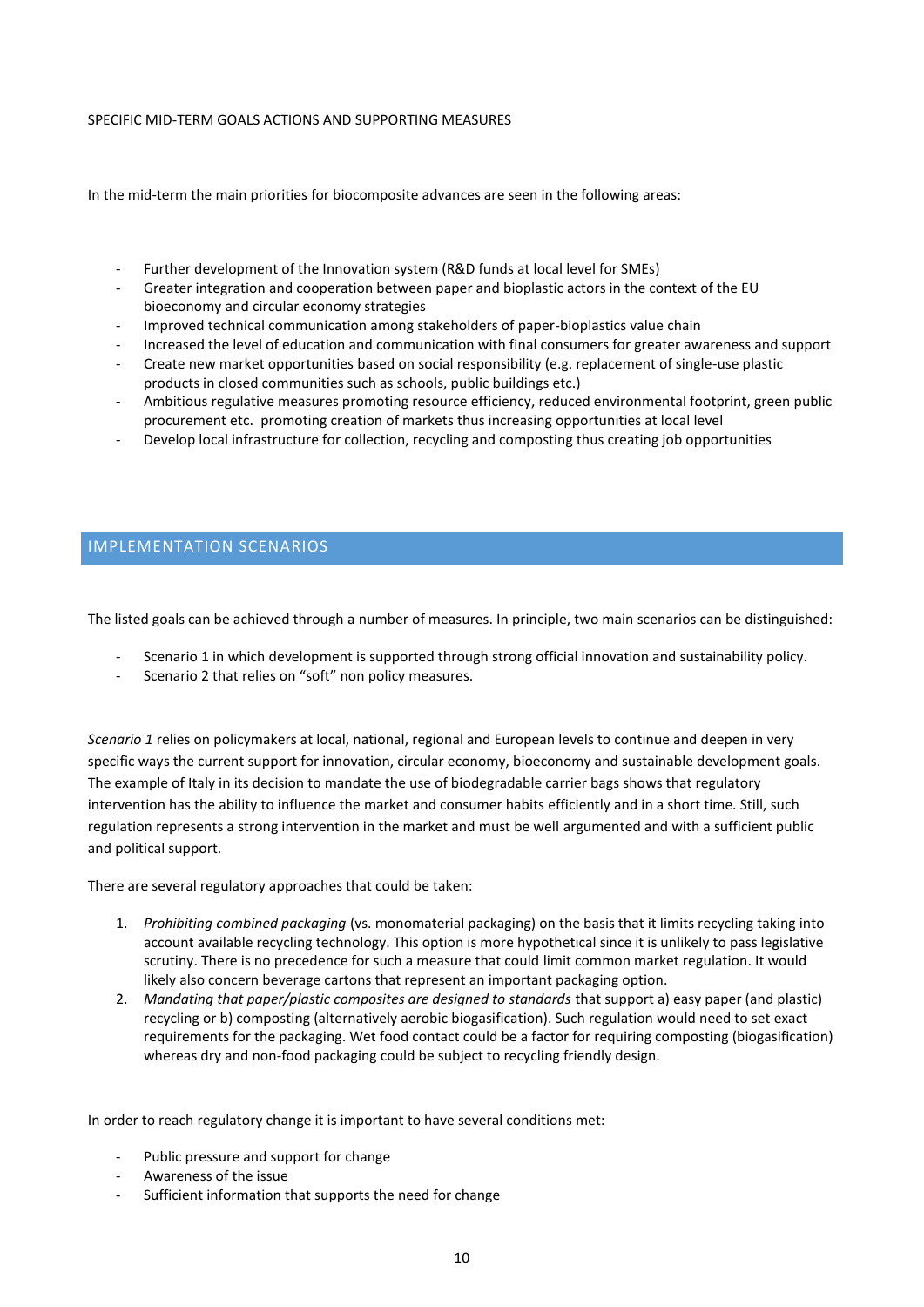SPECIFIC MID-TERM GOALS ACTIONS AND SUPPORTING MEASURES

In the mid-term the main priorities for biocomposite advances are seen in the following areas:

- Further development of the Innovation system (R&D funds at local level for SMEs)
- Greater integration and cooperation between paper and bioplastic actors in the context of the EU bioeconomy and circular economy strategies
- Improved technical communication among stakeholders of paper-bioplastics value chain
- Increased the level of education and communication with final consumers for greater awareness and support
- Create new market opportunities based on social responsibility (e.g. replacement of single-use plastic products in closed communities such as schools, public buildings etc.)
- Ambitious regulative measures promoting resource efficiency, reduced environmental footprint, green public procurement etc. promoting creation of markets thus increasing opportunities at local level
- Develop local infrastructure for collection, recycling and composting thus creating job opportunities

## IMPLEMENTATION SCENARIOS

The listed goals can be achieved through a number of measures. In principle, two main scenarios can be distinguished:

- Scenario 1 in which development is supported through strong official innovation and sustainability policy.
- Scenario 2 that relies on "soft" non policy measures.

*Scenario 1* relies on policymakers at local, national, regional and European levels to continue and deepen in very specific ways the current support for innovation, circular economy, bioeconomy and sustainable development goals. The example of Italy in its decision to mandate the use of biodegradable carrier bags shows that regulatory intervention has the ability to influence the market and consumer habits efficiently and in a short time. Still, such regulation represents a strong intervention in the market and must be well argumented and with a sufficient public and political support.

There are several regulatory approaches that could be taken:

1. *Prohibiting combined packaging* (vs. monomaterial packaging) on the basis that it limits recycling taking into account available recycling technology. This option is more hypothetical since it is unlikely to pass legislative scrutiny. There is no precedence for such a measure that could limit common market regulation. It would likely also concern beverage cartons that represent an important packaging option.
2. *Mandating that paper/plastic composites are designed to standards* that support a) easy paper (and plastic) recycling or b) composting (alternatively aerobic biogasification). Such regulation would need to set exact requirements for the packaging. Wet food contact could be a factor for requiring composting (biogasification) whereas dry and non-food packaging could be subject to recycling friendly design.

In order to reach regulatory change it is important to have several conditions met:

- Public pressure and support for change
- Awareness of the issue
- Sufficient information that supports the need for change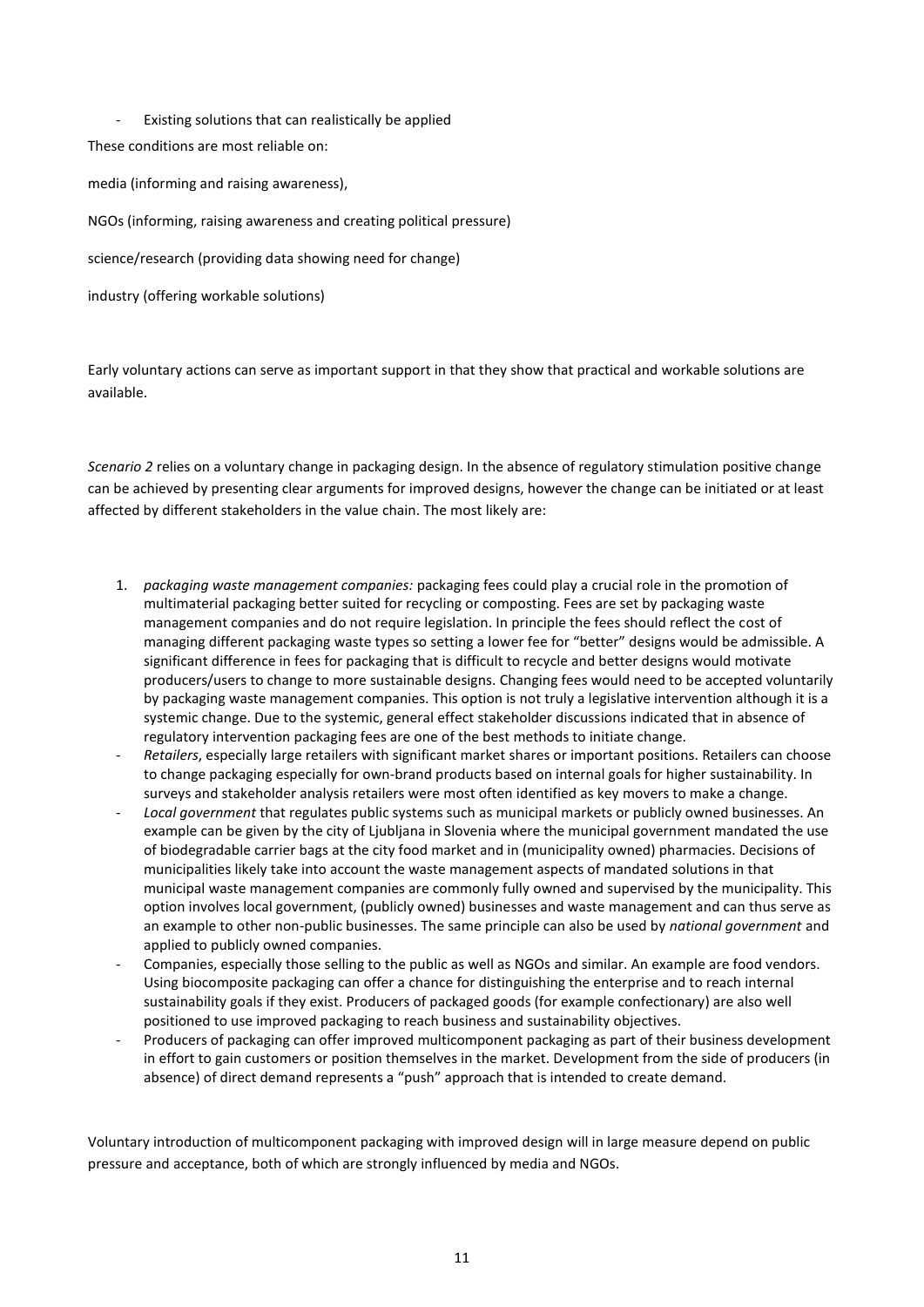- Existing solutions that can realistically be applied

These conditions are most reliable on:

media (informing and raising awareness),

NGOs (informing, raising awareness and creating political pressure)

science/research (providing data showing need for change)

industry (offering workable solutions)

Early voluntary actions can serve as important support in that they show that practical and workable solutions are available.

*Scenario 2* relies on a voluntary change in packaging design. In the absence of regulatory stimulation positive change can be achieved by presenting clear arguments for improved designs, however the change can be initiated or at least affected by different stakeholders in the value chain. The most likely are:

1. *packaging waste management companies:* packaging fees could play a crucial role in the promotion of multimaterial packaging better suited for recycling or composting. Fees are set by packaging waste management companies and do not require legislation. In principle the fees should reflect the cost of managing different packaging waste types so setting a lower fee for "better" designs would be admissible. A significant difference in fees for packaging that is difficult to recycle and better designs would motivate producers/users to change to more sustainable designs. Changing fees would need to be accepted voluntarily by packaging waste management companies. This option is not truly a legislative intervention although it is a systemic change. Due to the systemic, general effect stakeholder discussions indicated that in absence of regulatory intervention packaging fees are one of the best methods to initiate change.

- *Retailers*, especially large retailers with significant market shares or important positions. Retailers can choose to change packaging especially for own-brand products based on internal goals for higher sustainability. In surveys and stakeholder analysis retailers were most often identified as key movers to make a change.
- *Local government* that regulates public systems such as municipal markets or publicly owned businesses. An example can be given by the city of Ljubljana in Slovenia where the municipal government mandated the use of biodegradable carrier bags at the city food market and in (municipality owned) pharmacies. Decisions of municipalities likely take into account the waste management aspects of mandated solutions in that municipal waste management companies are commonly fully owned and supervised by the municipality. This option involves local government, (publicly owned) businesses and waste management and can thus serve as an example to other non-public businesses. The same principle can also be used by *national government* and applied to publicly owned companies.
- Companies, especially those selling to the public as well as NGOs and similar. An example are food vendors. Using biocomposite packaging can offer a chance for distinguishing the enterprise and to reach internal sustainability goals if they exist. Producers of packaged goods (for example confectionary) are also well positioned to use improved packaging to reach business and sustainability objectives.
- Producers of packaging can offer improved multicomponent packaging as part of their business development in effort to gain customers or position themselves in the market. Development from the side of producers (in absence) of direct demand represents a "push" approach that is intended to create demand.

Voluntary introduction of multicomponent packaging with improved design will in large measure depend on public pressure and acceptance, both of which are strongly influenced by media and NGOs.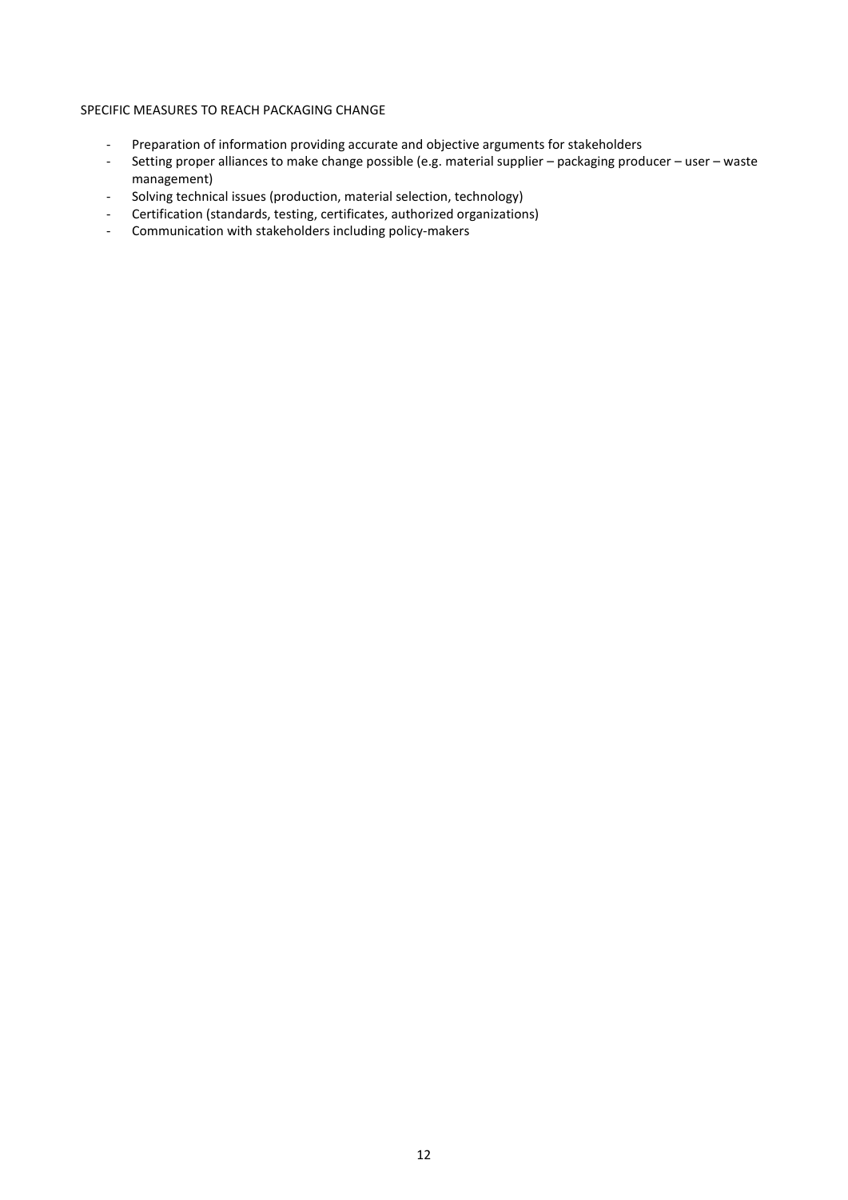SPECIFIC MEASURES TO REACH PACKAGING CHANGE

- Preparation of information providing accurate and objective arguments for stakeholders
- Setting proper alliances to make change possible (e.g. material supplier – packaging producer – user – waste management)
- Solving technical issues (production, material selection, technology)
- Certification (standards, testing, certificates, authorized organizations)
- Communication with stakeholders including policy-makers